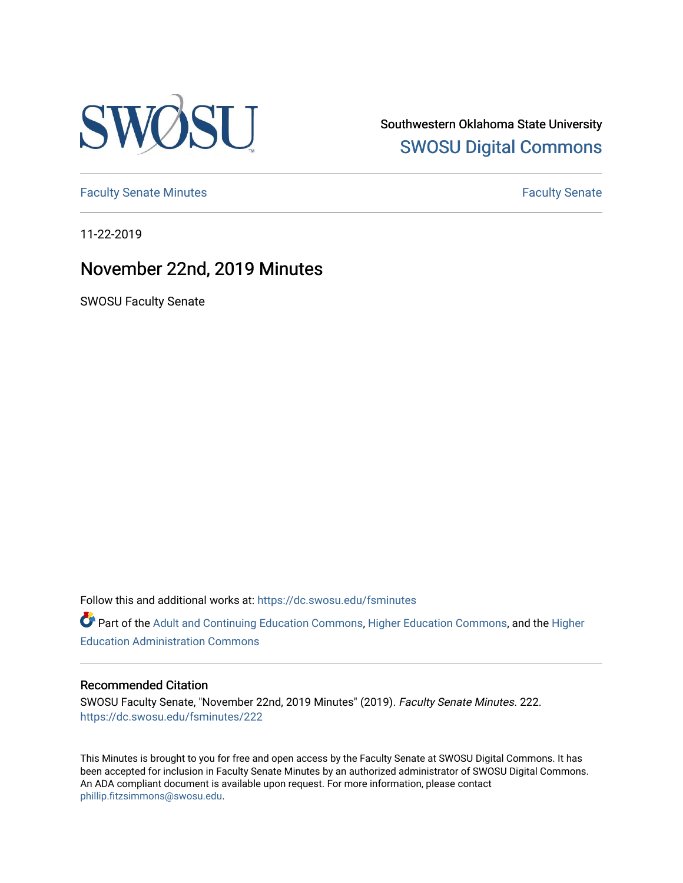Southwestern Oklahoma State University

SWOSU Digital Commons

Faculty Senate Minutes

Faculty Senate

11-22-2019

# November 22nd, 2019 Minutes

SWOSU Faculty Senate

Follow this and additional works at: https://dc.swosu.edu/fsminutes

Part of the Adult and Continuing Education Commons, Higher Education Commons, and the Higher Education Administration Commons

### Recommended Citation

SWOSU Faculty Senate, "November 22nd, 2019 Minutes" (2019). *Faculty Senate Minutes*. 222.
https://dc.swosu.edu/fsminutes/222

This Minutes is brought to you for free and open access by the Faculty Senate at SWOSU Digital Commons. It has been accepted for inclusion in Faculty Senate Minutes by an authorized administrator of SWOSU Digital Commons. An ADA compliant document is available upon request. For more information, please contact phillip.fitzsimmons@swosu.edu.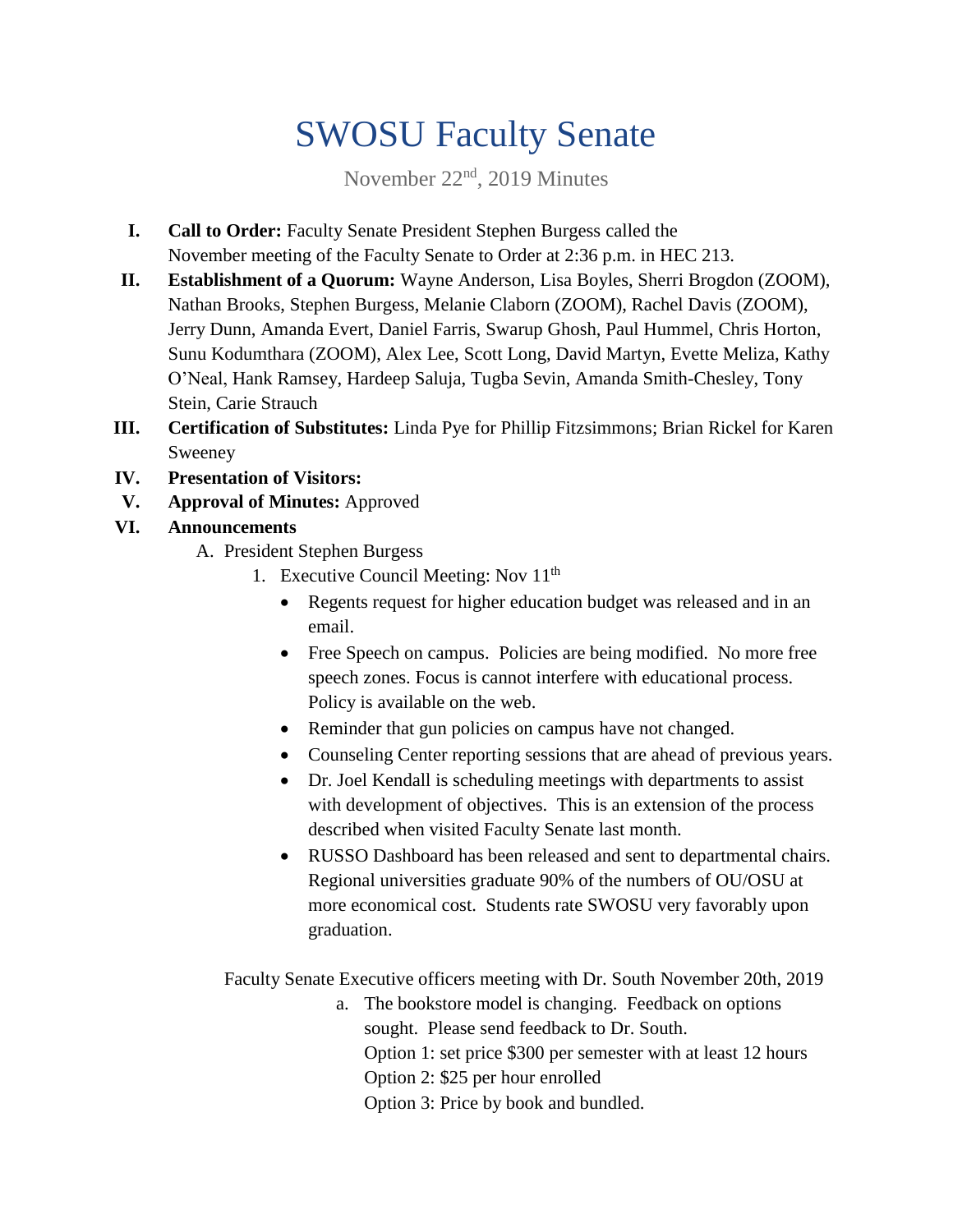# SWOSU Faculty Senate

November 22nd, 2019 Minutes

I. **Call to Order:** Faculty Senate President Stephen Burgess called the November meeting of the Faculty Senate to Order at 2:36 p.m. in HEC 213.

II. **Establishment of a Quorum:** Wayne Anderson, Lisa Boyles, Sherri Brogdon (ZOOM), Nathan Brooks, Stephen Burgess, Melanie Claborn (ZOOM), Rachel Davis (ZOOM), Jerry Dunn, Amanda Evert, Daniel Farris, Swarup Ghosh, Paul Hummel, Chris Horton, Sunu Kodumthara (ZOOM), Alex Lee, Scott Long, David Martyn, Evette Meliza, Kathy O'Neal, Hank Ramsey, Hardeep Saluja, Tugba Sevin, Amanda Smith-Chesley, Tony Stein, Carie Strauch

III. **Certification of Substitutes:** Linda Pye for Phillip Fitzsimmons; Brian Rickel for Karen Sweeney

IV. **Presentation of Visitors:**

V. **Approval of Minutes:** Approved

VI. **Announcements**

A. President Stephen Burgess

1. Executive Council Meeting: Nov 11th
   - Regents request for higher education budget was released and in an email.
   - Free Speech on campus. Policies are being modified. No more free speech zones. Focus is cannot interfere with educational process. Policy is available on the web.
   - Reminder that gun policies on campus have not changed.
   - Counseling Center reporting sessions that are ahead of previous years.
   - Dr. Joel Kendall is scheduling meetings with departments to assist with development of objectives. This is an extension of the process described when visited Faculty Senate last month.
   - RUSSO Dashboard has been released and sent to departmental chairs. Regional universities graduate 90% of the numbers of OU/OSU at more economical cost. Students rate SWOSU very favorably upon graduation.

Faculty Senate Executive officers meeting with Dr. South November 20th, 2019

a. The bookstore model is changing. Feedback on options sought. Please send feedback to Dr. South.
   Option 1: set price $300 per semester with at least 12 hours
   Option 2: $25 per hour enrolled
   Option 3: Price by book and bundled.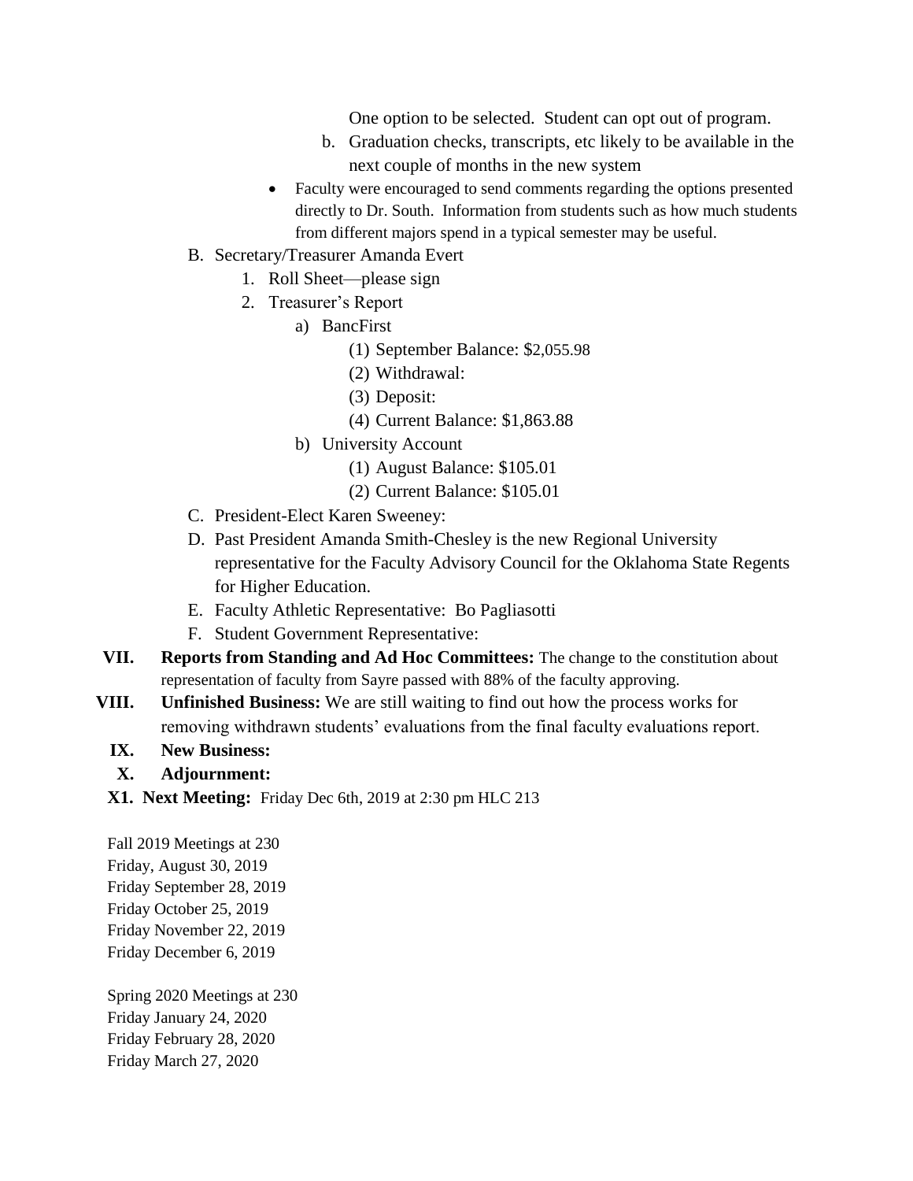One option to be selected. Student can opt out of program.

   b. Graduation checks, transcripts, etc likely to be available in the next couple of months in the new system

   - Faculty were encouraged to send comments regarding the options presented directly to Dr. South. Information from students such as how much students from different majors spend in a typical semester may be useful.

B. Secretary/Treasurer Amanda Evert
   1. Roll Sheet—please sign
   2. Treasurer's Report
      a) BancFirst
         (1) September Balance: $2,055.98
         (2) Withdrawal:
         (3) Deposit:
         (4) Current Balance: $1,863.88
      b) University Account
         (1) August Balance: $105.01
         (2) Current Balance: $105.01

C. President-Elect Karen Sweeney:

D. Past President Amanda Smith-Chesley is the new Regional University representative for the Faculty Advisory Council for the Oklahoma State Regents for Higher Education.

E. Faculty Athletic Representative: Bo Pagliasotti

F. Student Government Representative:

VII. **Reports from Standing and Ad Hoc Committees:** The change to the constitution about representation of faculty from Sayre passed with 88% of the faculty approving.

VIII. **Unfinished Business:** We are still waiting to find out how the process works for removing withdrawn students' evaluations from the final faculty evaluations report.

IX. **New Business:**

X. **Adjournment:**

X1. **Next Meeting:** Friday Dec 6th, 2019 at 2:30 pm HLC 213

Fall 2019 Meetings at 230
Friday, August 30, 2019
Friday September 28, 2019
Friday October 25, 2019
Friday November 22, 2019
Friday December 6, 2019

Spring 2020 Meetings at 230
Friday January 24, 2020
Friday February 28, 2020
Friday March 27, 2020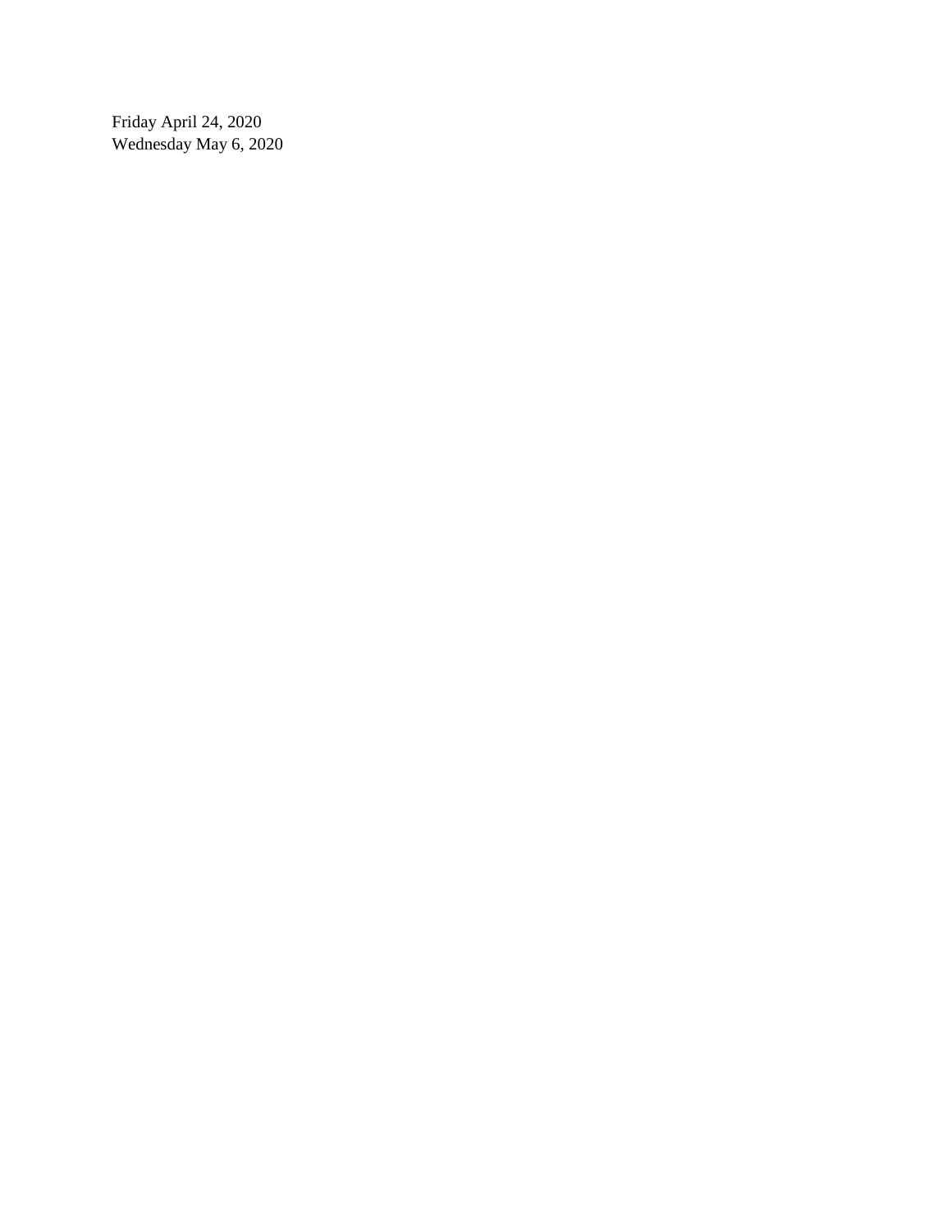Friday April 24, 2020
Wednesday May 6, 2020